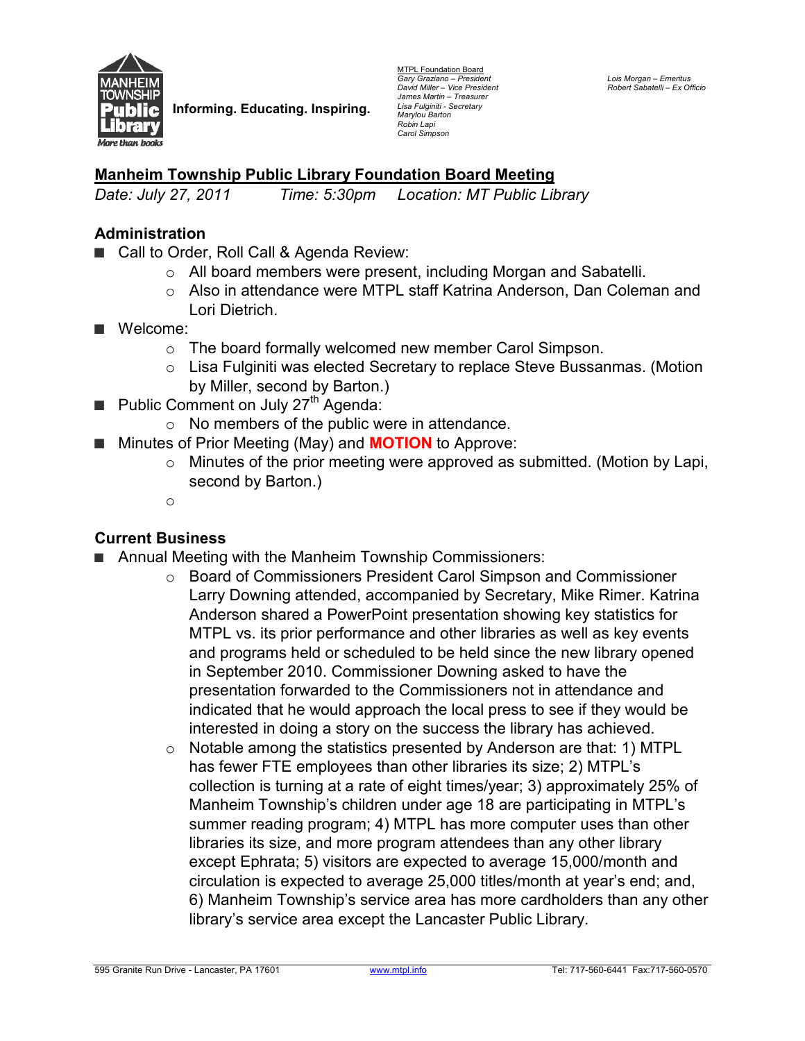**Informing. Educating. Inspiring.**

MTPL Foundation Board
*Gary Graziano – President*
*David Miller – Vice President*
*James Martin – Treasurer*
*Lisa Fulginiti - Secretary*
*Marylou Barton*
*Robin Lapi*
*Carol Simpson*

*Lois Morgan – Emeritus*
*Robert Sabatelli – Ex Officio*

## Manheim Township Public Library Foundation Board Meeting

*Date: July 27, 2011 Time: 5:30pm Location: MT Public Library*

### Administration

- Call to Order, Roll Call & Agenda Review:
  - All board members were present, including Morgan and Sabatelli.
  - Also in attendance were MTPL staff Katrina Anderson, Dan Coleman and Lori Dietrich.
- Welcome:
  - The board formally welcomed new member Carol Simpson.
  - Lisa Fulginiti was elected Secretary to replace Steve Bussanmas. (Motion by Miller, second by Barton.)
- Public Comment on July 27th Agenda:
  - No members of the public were in attendance.
- Minutes of Prior Meeting (May) and **MOTION** to Approve:
  - Minutes of the prior meeting were approved as submitted. (Motion by Lapi, second by Barton.)

### Current Business

- Annual Meeting with the Manheim Township Commissioners:
  - Board of Commissioners President Carol Simpson and Commissioner Larry Downing attended, accompanied by Secretary, Mike Rimer. Katrina Anderson shared a PowerPoint presentation showing key statistics for MTPL vs. its prior performance and other libraries as well as key events and programs held or scheduled to be held since the new library opened in September 2010. Commissioner Downing asked to have the presentation forwarded to the Commissioners not in attendance and indicated that he would approach the local press to see if they would be interested in doing a story on the success the library has achieved.
  - Notable among the statistics presented by Anderson are that: 1) MTPL has fewer FTE employees than other libraries its size; 2) MTPL's collection is turning at a rate of eight times/year; 3) approximately 25% of Manheim Township's children under age 18 are participating in MTPL's summer reading program; 4) MTPL has more computer uses than other libraries its size, and more program attendees than any other library except Ephrata; 5) visitors are expected to average 15,000/month and circulation is expected to average 25,000 titles/month at year's end; and, 6) Manheim Township's service area has more cardholders than any other library's service area except the Lancaster Public Library.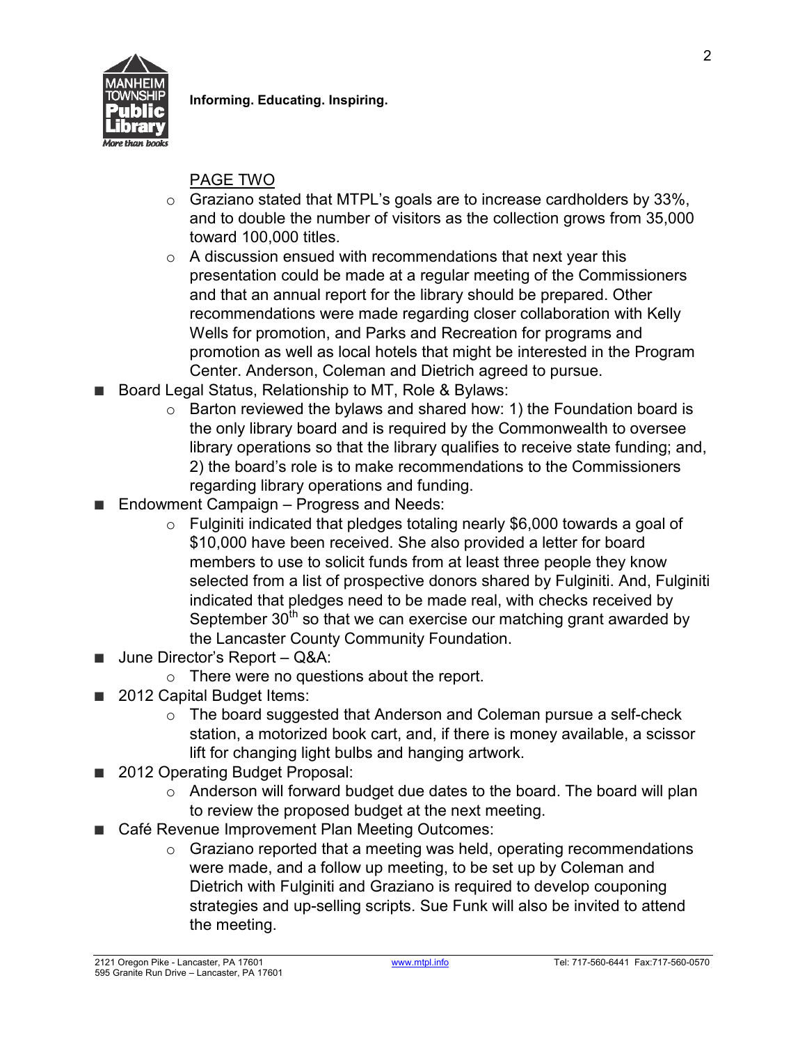PAGE TWO

- Graziano stated that MTPL's goals are to increase cardholders by 33%, and to double the number of visitors as the collection grows from 35,000 toward 100,000 titles.
- A discussion ensued with recommendations that next year this presentation could be made at a regular meeting of the Commissioners and that an annual report for the library should be prepared. Other recommendations were made regarding closer collaboration with Kelly Wells for promotion, and Parks and Recreation for programs and promotion as well as local hotels that might be interested in the Program Center. Anderson, Coleman and Dietrich agreed to pursue.

- Board Legal Status, Relationship to MT, Role & Bylaws:
  - Barton reviewed the bylaws and shared how: 1) the Foundation board is the only library board and is required by the Commonwealth to oversee library operations so that the library qualifies to receive state funding; and, 2) the board's role is to make recommendations to the Commissioners regarding library operations and funding.
- Endowment Campaign – Progress and Needs:
  - Fulginiti indicated that pledges totaling nearly $6,000 towards a goal of $10,000 have been received. She also provided a letter for board members to use to solicit funds from at least three people they know selected from a list of prospective donors shared by Fulginiti. And, Fulginiti indicated that pledges need to be made real, with checks received by September 30th so that we can exercise our matching grant awarded by the Lancaster County Community Foundation.
- June Director's Report – Q&A:
  - There were no questions about the report.
- 2012 Capital Budget Items:
  - The board suggested that Anderson and Coleman pursue a self-check station, a motorized book cart, and, if there is money available, a scissor lift for changing light bulbs and hanging artwork.
- 2012 Operating Budget Proposal:
  - Anderson will forward budget due dates to the board. The board will plan to review the proposed budget at the next meeting.
- Café Revenue Improvement Plan Meeting Outcomes:
  - Graziano reported that a meeting was held, operating recommendations were made, and a follow up meeting, to be set up by Coleman and Dietrich with Fulginiti and Graziano is required to develop couponing strategies and up-selling scripts. Sue Funk will also be invited to attend the meeting.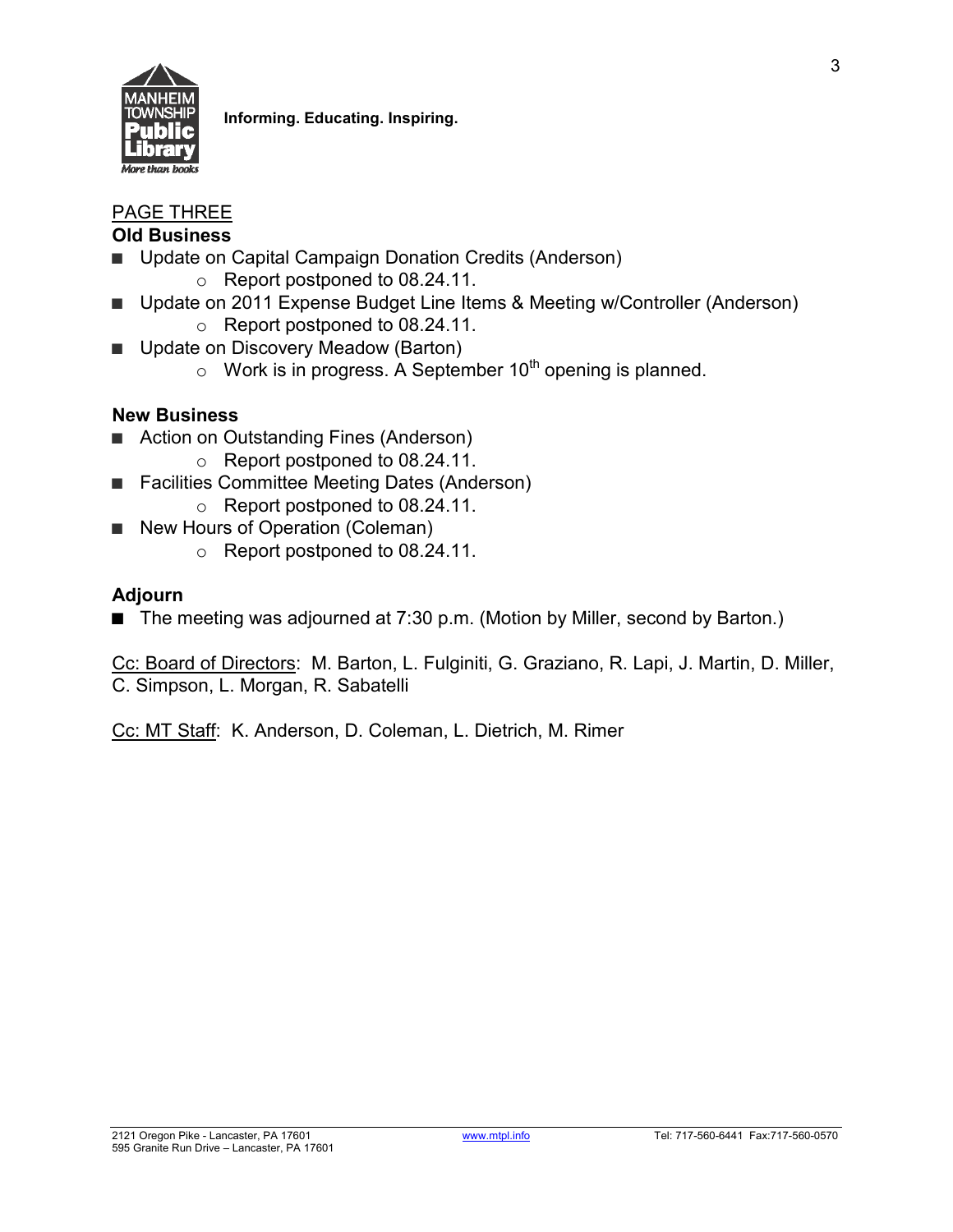Informing. Educating. Inspiring.

PAGE THREE

**Old Business**

- Update on Capital Campaign Donation Credits (Anderson)
  - Report postponed to 08.24.11.
- Update on 2011 Expense Budget Line Items & Meeting w/Controller (Anderson)
  - Report postponed to 08.24.11.
- Update on Discovery Meadow (Barton)
  - Work is in progress. A September 10th opening is planned.

**New Business**

- Action on Outstanding Fines (Anderson)
  - Report postponed to 08.24.11.
- Facilities Committee Meeting Dates (Anderson)
  - Report postponed to 08.24.11.
- New Hours of Operation (Coleman)
  - Report postponed to 08.24.11.

**Adjourn**

- The meeting was adjourned at 7:30 p.m. (Motion by Miller, second by Barton.)

Cc: Board of Directors: M. Barton, L. Fulginiti, G. Graziano, R. Lapi, J. Martin, D. Miller, C. Simpson, L. Morgan, R. Sabatelli

Cc: MT Staff: K. Anderson, D. Coleman, L. Dietrich, M. Rimer

2121 Oregon Pike - Lancaster, PA 17601
595 Granite Run Drive – Lancaster, PA 17601
www.mtpl.info
Tel: 717-560-6441 Fax:717-560-0570